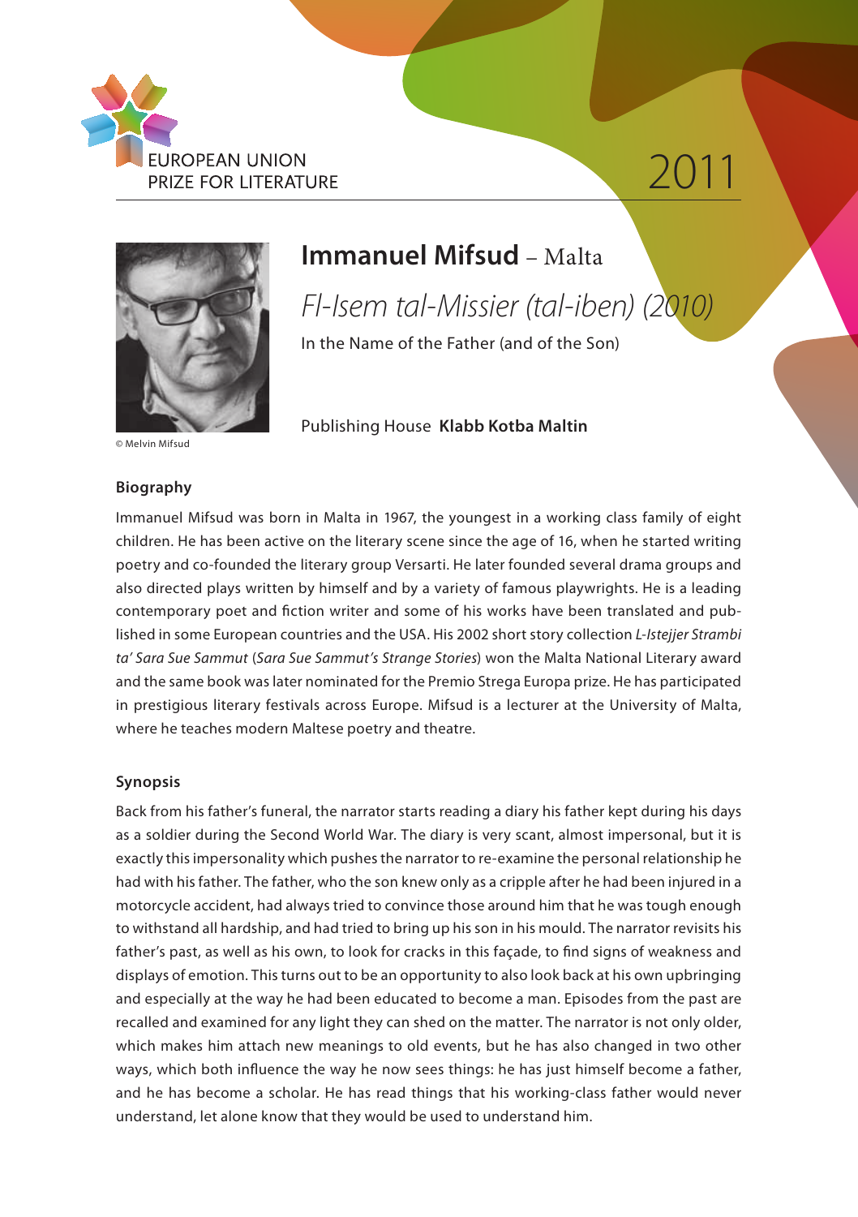EUROPEAN UNION
PRIZE FOR LITERATURE

2011

# Immanuel Mifsud – Malta

## *Fl-Isem tal-Missier (tal-iben) (2010)*

In the Name of the Father (and of the Son)

Publishing House **Klabb Kotba Maltin**

© Melvin Mifsud

### Biography

Immanuel Mifsud was born in Malta in 1967, the youngest in a working class family of eight children. He has been active on the literary scene since the age of 16, when he started writing poetry and co-founded the literary group Versarti. He later founded several drama groups and also directed plays written by himself and by a variety of famous playwrights. He is a leading contemporary poet and fiction writer and some of his works have been translated and published in some European countries and the USA. His 2002 short story collection *L-Istejjer Strambi ta' Sara Sue Sammut* (*Sara Sue Sammut's Strange Stories*) won the Malta National Literary award and the same book was later nominated for the Premio Strega Europa prize. He has participated in prestigious literary festivals across Europe. Mifsud is a lecturer at the University of Malta, where he teaches modern Maltese poetry and theatre.

### Synopsis

Back from his father's funeral, the narrator starts reading a diary his father kept during his days as a soldier during the Second World War. The diary is very scant, almost impersonal, but it is exactly this impersonality which pushes the narrator to re-examine the personal relationship he had with his father. The father, who the son knew only as a cripple after he had been injured in a motorcycle accident, had always tried to convince those around him that he was tough enough to withstand all hardship, and had tried to bring up his son in his mould. The narrator revisits his father's past, as well as his own, to look for cracks in this façade, to find signs of weakness and displays of emotion. This turns out to be an opportunity to also look back at his own upbringing and especially at the way he had been educated to become a man. Episodes from the past are recalled and examined for any light they can shed on the matter. The narrator is not only older, which makes him attach new meanings to old events, but he has also changed in two other ways, which both influence the way he now sees things: he has just himself become a father, and he has become a scholar. He has read things that his working-class father would never understand, let alone know that they would be used to understand him.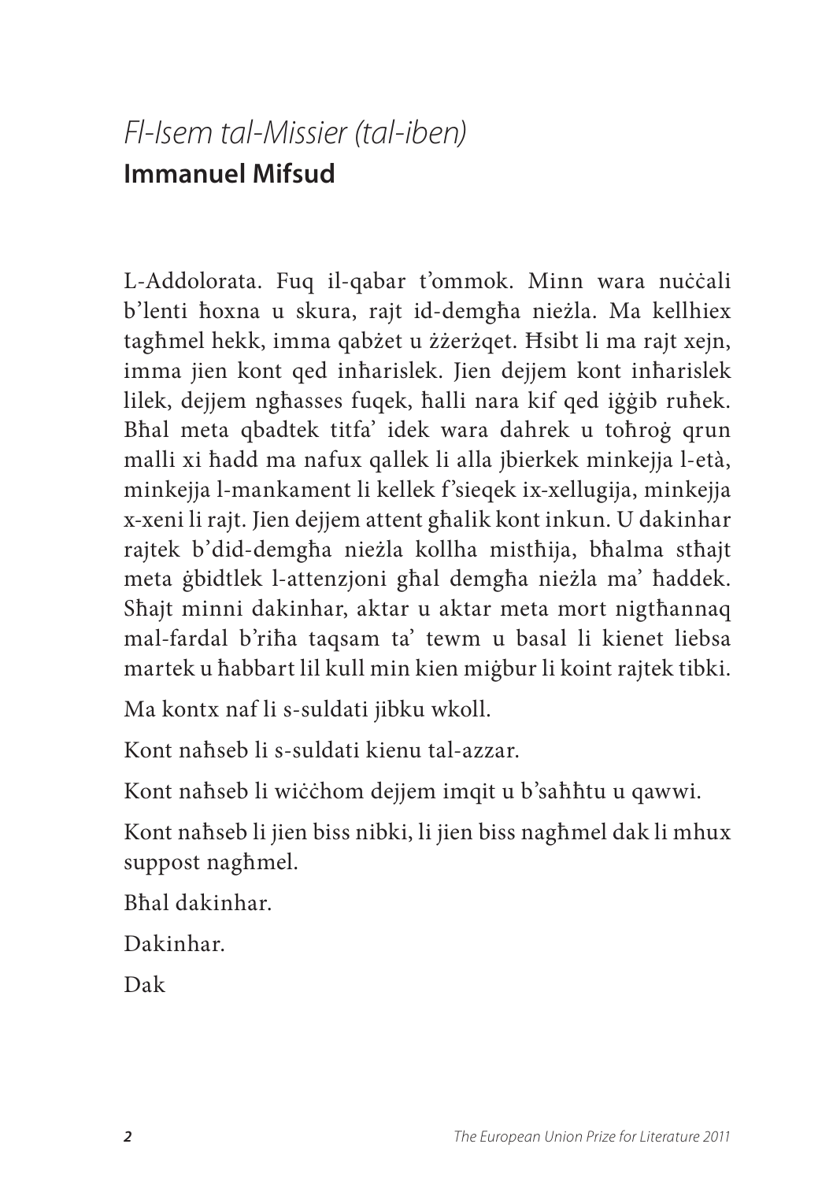# *Fl-Isem tal-Missier (tal-iben)*

## Immanuel Mifsud

L-Addolorata. Fuq il-qabar t'ommok. Minn wara nuċċali b'lenti ħoxna u skura, rajt id-demgħa nieżla. Ma kellhiex tagħmel hekk, imma qabżet u żżerżqet. Ħsibt li ma rajt xejn, imma jien kont qed inħarislek. Jien dejjem kont inħarislek lilek, dejjem ngħasses fuqek, ħalli nara kif qed iġġib ruħek. Bħal meta qbadtek titfa' idek wara dahrek u toħroġ qrun malli xi ħadd ma nafux qallek li alla jbierkek minkejja l-età, minkejja l-mankament li kellek f'sieqek ix-xellugija, minkejja x-xeni li rajt. Jien dejjem attent għalik kont inkun. U dakinhar rajtek b'did-demgħa nieżla kollha mistħija, bħalma stħajt meta ġbidtlek l-attenzjoni għal demgħa nieżla ma' ħaddek. Sħajt minni dakinhar, aktar u aktar meta mort nigtħannaq mal-fardal b'riħa taqsam ta' tewm u basal li kienet liebsa martek u ħabbart lil kull min kien miġbur li koint rajtek tibki.

Ma kontx naf li s-suldati jibku wkoll.

Kont naħseb li s-suldati kienu tal-azzar.

Kont naħseb li wiċċhom dejjem imqit u b'saħħtu u qawwi.

Kont naħseb li jien biss nibki, li jien biss nagħmel dak li mhux suppost nagħmel.

Bħal dakinhar.

Dakinhar.

Dak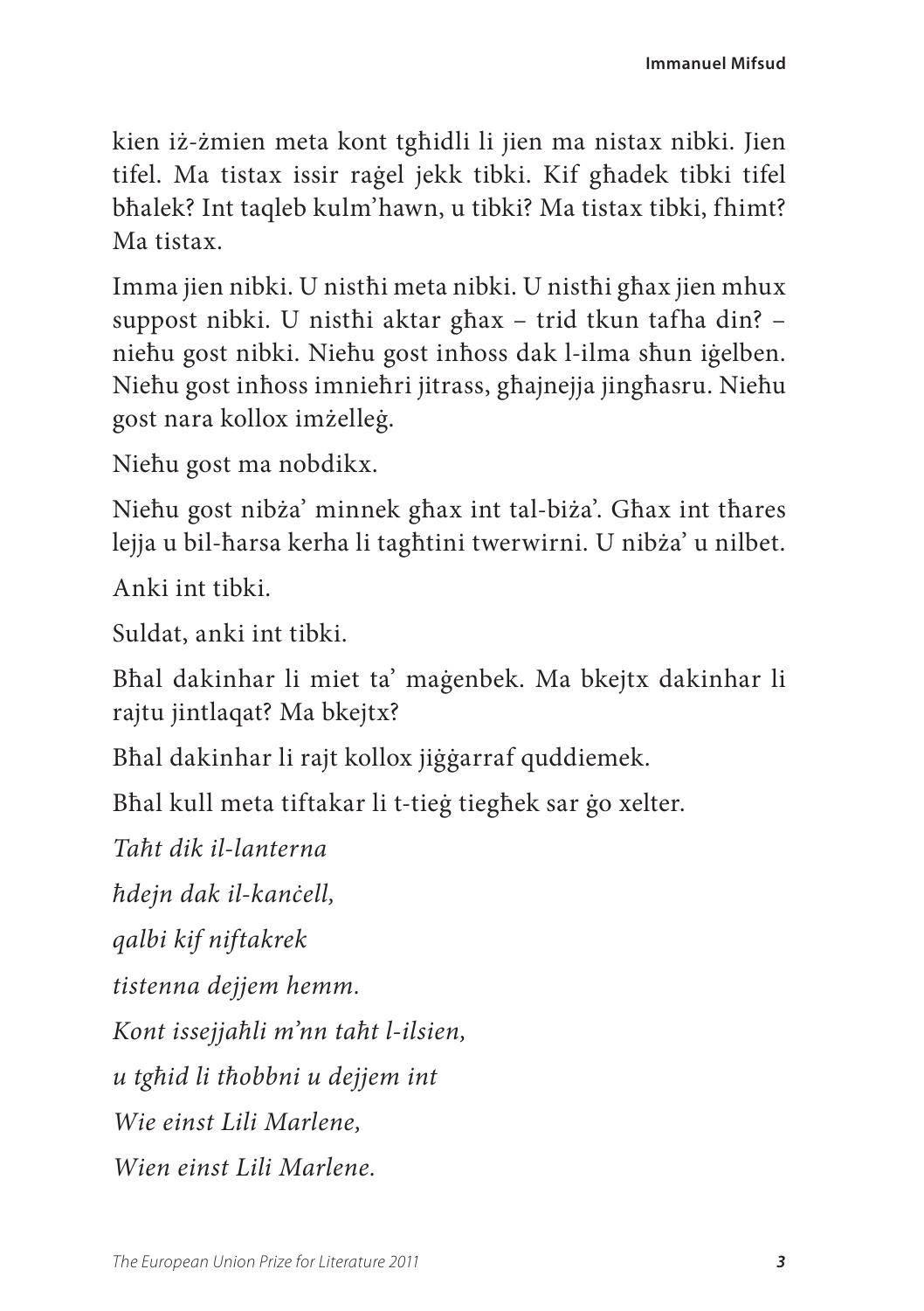kien iż-żmien meta kont tgħidli li jien ma nistax nibki. Jien tifel. Ma tistax issir raġel jekk tibki. Kif għadek tibki tifel bħalek? Int taqleb kulm'hawn, u tibki? Ma tistax tibki, fhimt? Ma tistax.

Imma jien nibki. U nistħi meta nibki. U nistħi għax jien mhux suppost nibki. U nistħi aktar għax – trid tkun tafha din? – nieħu gost nibki. Nieħu gost inħoss dak l-ilma sħun iġelben. Nieħu gost inħoss imnieħri jitrass, għajnejja jingħasru. Nieħu gost nara kollox imżelleġ.

Nieħu gost ma nobdikx.

Nieħu gost nibża' minnek għax int tal-biża'. Għax int tħares lejja u bil-ħarsa kerha li tagħtini twerwirni. U nibża' u nilbet.

Anki int tibki.

Suldat, anki int tibki.

Bħal dakinhar li miet ta' maġenbek. Ma bkejtx dakinhar li rajtu jintlaqat? Ma bkejtx?

Bħal dakinhar li rajt kollox jiġġarraf quddiemek.

Bħal kull meta tiftakar li t-tieġ tiegħek sar ġo xelter.

*Taħt dik il-lanterna*

*ħdejn dak il-kanċell,*

*qalbi kif niftakrek*

*tistenna dejjem hemm.*

*Kont issejjaħli m'nn taħt l-ilsien,*

*u tgħid li tħobbni u dejjem int*

*Wie einst Lili Marlene,*

*Wien einst Lili Marlene.*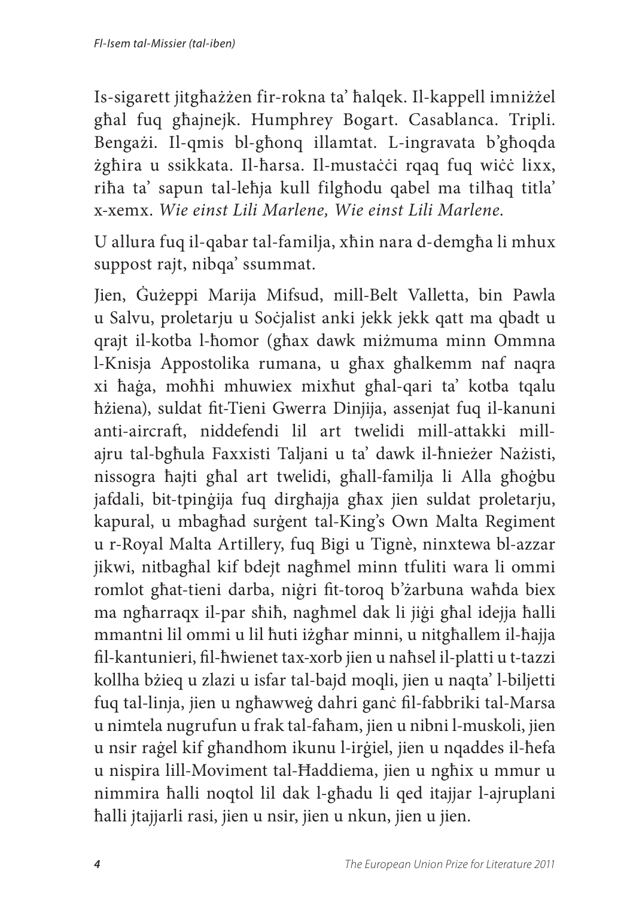Is-sigarett jitgħażżen fir-rokna ta' ħalqek. Il-kappell imniżżel għal fuq għajnejk. Humphrey Bogart. Casablanca. Tripli. Bengażi. Il-qmis bl-għonq illamtat. L-ingravata b'għoqda żgħira u ssikkata. Il-ħarsa. Il-mustaċċi rqaq fuq wiċċ lixx, riħa ta' sapun tal-leħja kull filgħodu qabel ma tilħaq titla' x-xemx. *Wie einst Lili Marlene, Wie einst Lili Marlene.*

U allura fuq il-qabar tal-familja, xħin nara d-demgħa li mhux suppost rajt, nibqa' ssummat.

Jien, Ġużeppi Marija Mifsud, mill-Belt Valletta, bin Pawla u Salvu, proletarju u Soċjalist anki jekk jekk qatt ma qbadt u qrajt il-kotba l-ħomor (għax dawk miżmuma minn Ommna l-Knisja Appostolika rumana, u għax għalkemm naf naqra xi ħaġa, moħħi mhuwiex mixħut għal-qari ta' kotba tqalu ħżiena), suldat fit-Tieni Gwerra Dinjija, assenjat fuq il-kanuni anti-aircraft, niddefendi lil art twelidi mill-attakki mill-ajru tal-bgħula Faxxisti Taljani u ta' dawk il-ħnieżer Nażisti, nissogra ħajti għal art twelidi, għall-familja li Alla għoġbu jafdali, bit-tpinġija fuq dirgħajja għax jien suldat proletarju, kapural, u mbagħad surġent tal-King's Own Malta Regiment u r-Royal Malta Artillery, fuq Bigi u Tignè, ninxtewa bl-azzar jikwi, nitbagħal kif bdejt nagħmel minn tfuliti wara li ommi romlot għat-tieni darba, niġri fit-toroq b'żarbuna waħda biex ma ngħarraqx il-par sħiħ, nagħmel dak li jiġi għal idejja ħalli mmantni lil ommi u lil ħuti iżgħar minni, u nitgħallem il-ħajja fil-kantunieri, fil-ħwienet tax-xorb jien u naħsel il-platti u t-tazzi kollha bżieq u zlazi u isfar tal-bajd moqli, jien u naqta' l-biljetti fuq tal-linja, jien u ngħawweġ dahri ganċ fil-fabbriki tal-Marsa u nimtela nugrufun u frak tal-faħam, jien u nibni l-muskoli, jien u nsir raġel kif għandhom ikunu l-irġiel, jien u nqaddes il-ħefa u nispira lill-Moviment tal-Ħaddiema, jien u ngħix u mmur u nimmira ħalli noqtol lil dak l-għadu li qed itajjar l-ajruplani ħalli jtajjarli rasi, jien u nsir, jien u nkun, jien u jien.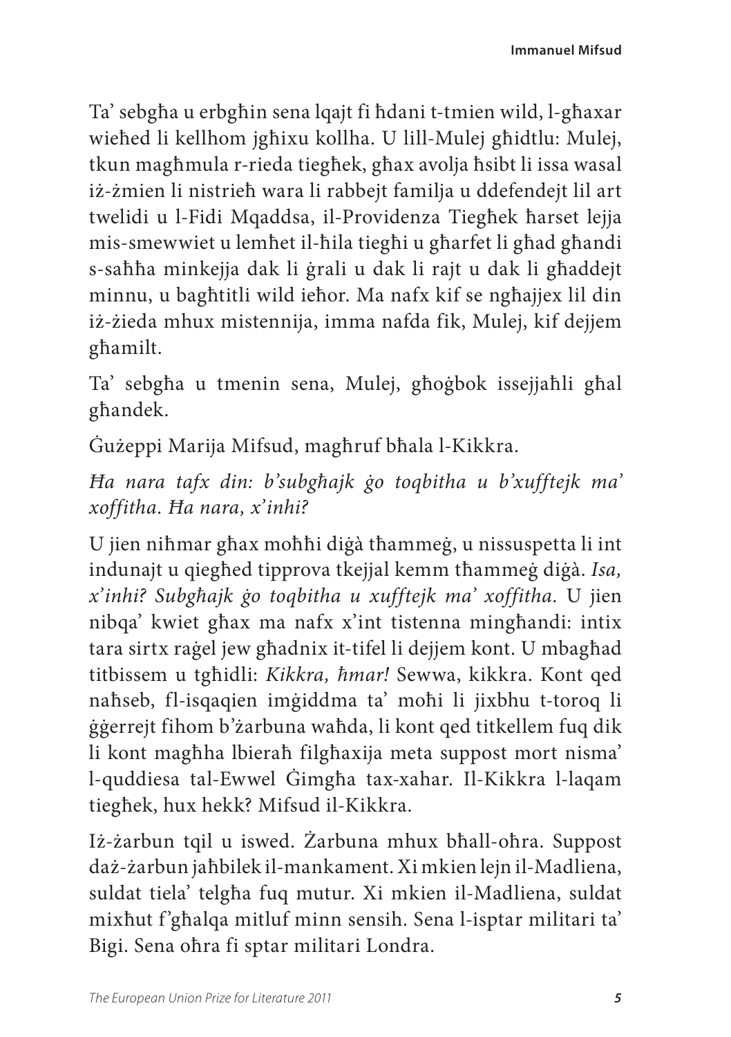Ta' sebgħa u erbgħin sena lqajt fi ħdani t-tmien wild, l-għaxar wieħed li kellhom jgħixu kollha. U lill-Mulej għidtlu: Mulej, tkun magħmula r-rieda tiegħek, għax avolja ħsibt li issa wasal iż-żmien li nistrieħ wara li rabbejt familja u ddefendejt lil art twelidi u l-Fidi Mqaddsa, il-Providenza Tiegħek ħarset lejja mis-smewwiet u lemħet il-ħila tiegħi u għarfet li għad għandi s-saħħa minkejja dak li ġrali u dak li rajt u dak li għaddejt minnu, u bagħtitli wild ieħor. Ma nafx kif se ngħajjex lil din iż-żieda mhux mistennija, imma nafda fik, Mulej, kif dejjem għamilt.

Ta' sebgħa u tmenin sena, Mulej, għoġbok issejjaħli għal għandek.

Ġużeppi Marija Mifsud, magħruf bħala l-Kikkra.

*Ħa nara tafx din: b'subgħajk ġo toqbitha u b'xufftejk ma' xoffitha. Ħa nara, x'inhi?*

U jien niħmar għax moħħi diġà tħammeġ, u nissuspetta li int indunajt u qiegħed tipprova tkejjal kemm tħammeġ diġà. *Isa, x'inhi? Subgħajk ġo toqbitha u xufftejk ma' xoffitha.* U jien nibqa' kwiet għax ma nafx x'int tistenna mingħandi: intix tara sirtx raġel jew għadnix it-tifel li dejjem kont. U mbagħad titbissem u tgħidli: *Kikkra, ħmar!* Sewwa, kikkra. Kont qed naħseb, fl-isqaqien imġiddma ta' moħi li jixbhu t-toroq li ġġerrejt fihom b'żarbuna waħda, li kont qed titkellem fuq dik li kont magħha lbieraħ filgħaxija meta suppost mort nisma' l-quddiesa tal-Ewwel Ġimgħa tax-xahar. Il-Kikkra l-laqam tiegħek, hux hekk? Mifsud il-Kikkra.

Iż-żarbun tqil u iswed. Żarbuna mhux bħall-oħra. Suppost daż-żarbun jaħbilek il-mankament. Xi mkien lejn il-Madliena, suldat tiela' telgħa fuq mutur. Xi mkien il-Madliena, suldat mixħut f'għalqa mitluf minn sensih. Sena l-isptar militari ta' Bigi. Sena oħra fi sptar militari Londra.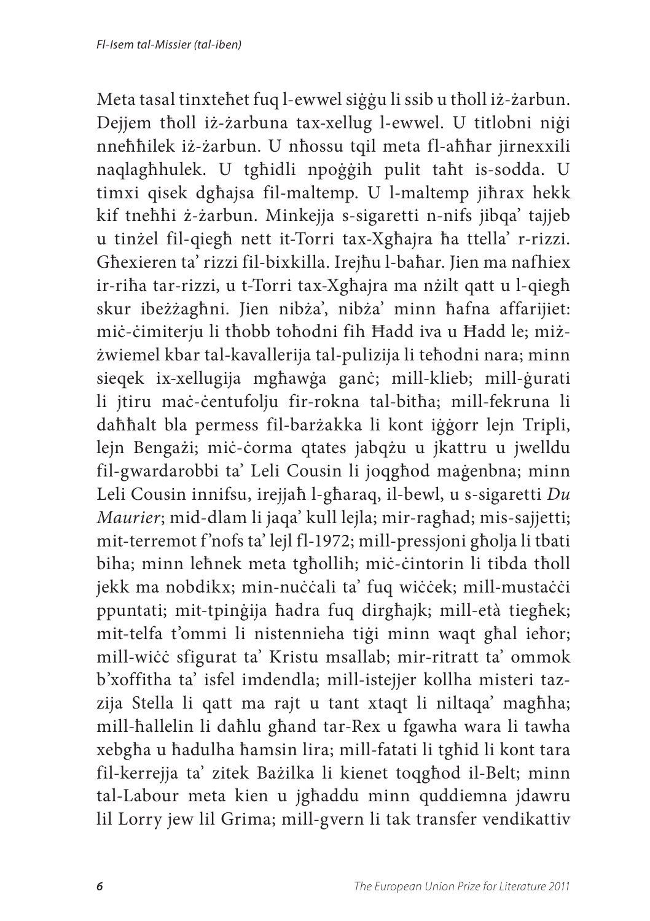Meta tasal tinxteħet fuq l-ewwel siġġu li ssib u tħoll iż-żarbun. Dejjem tħoll iż-żarbuna tax-xellug l-ewwel. U titlobni niġi nneħħilek iż-żarbun. U nħossu tqil meta fl-aħħar jirnexxili naqlagħhulek. U tgħidli npoġġih pulit taħt is-sodda. U timxi qisek dgħajsa fil-maltemp. U l-maltemp jiħrax hekk kif tneħħi ż-żarbun. Minkejja s-sigaretti n-nifs jibqa' tajjeb u tinżel fil-qiegħ nett it-Torri tax-Xgħajra ħa ttella' r-rizzi. Għexieren ta' rizzi fil-bixkilla. Irejħu l-baħar. Jien ma nafhiex ir-riħa tar-rizzi, u t-Torri tax-Xgħajra ma nżilt qatt u l-qiegħ skur ibeżżagħni. Jien nibża', nibża' minn ħafna affarijiet: miċ-ċimiterju li tħobb toħodni fih Ħadd iva u Ħadd le; miż-żwiemel kbar tal-kavallerija tal-pulizija li teħodni nara; minn sieqek ix-xellugija mgħawġa ganċ; mill-klieb; mill-ġurati li jtiru maċ-ċentufolju fir-rokna tal-bitħa; mill-fekruna li daħħalt bla permess fil-barżakka li kont iġġorr lejn Tripli, lejn Bengażi; miċ-ċorma qtates jabqżu u jkattru u jwelldu fil-gwardarobbi ta' Leli Cousin li joqgħod maġenbna; minn Leli Cousin innifsu, irejjaħ l-għaraq, il-bewl, u s-sigaretti *Du Maurier*; mid-dlam li jaqa' kull lejla; mir-ragħad; mis-sajjetti; mit-terremot f'nofs ta' lejl fl-1972; mill-pressjoni għolja li tbati biha; minn leħnek meta tgħollih; miċ-ċintorin li tibda tħoll jekk ma nobdikx; min-nuċċali ta' fuq wiċċek; mill-mustaċċi ppuntati; mit-tpinġija ħadra fuq dirgħajk; mill-età tiegħek; mit-telfa t'ommi li nistennieha tiġi minn waqt għal ieħor; mill-wiċċ sfigurat ta' Kristu msallab; mir-ritratt ta' ommok b'xoffitha ta' isfel imdendla; mill-istejjer kollha misteri taz-zija Stella li qatt ma rajt u tant xtaqt li niltaqa' magħha; mill-ħallelin li daħlu għand tar-Rex u fgawha wara li tawha xebgħa u ħadulha ħamsin lira; mill-fatati li tgħid li kont tara fil-kerrejja ta' zitek Bażilka li kienet toqgħod il-Belt; minn tal-Labour meta kien u jgħaddu minn quddiemna jdawru lil Lorry jew lil Grima; mill-gvern li tak transfer vendikattiv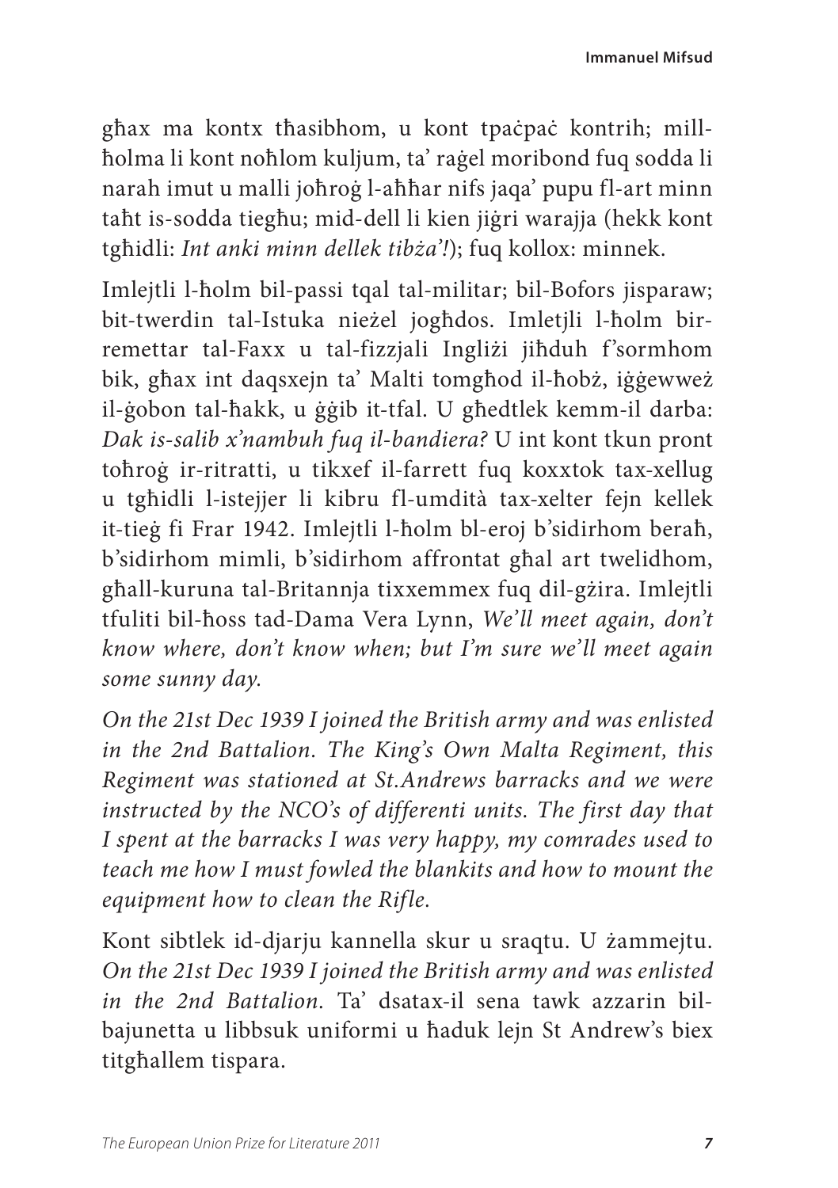għax ma kontx tħasibhom, u kont tpaċpaċ kontrih; mill-ħolma li kont noħlom kuljum, ta' raġel moribond fuq sodda li narah imut u malli joħroġ l-aħħar nifs jaqa' pupu fl-art minn taħt is-sodda tiegħu; mid-dell li kien jiġri warajja (hekk kont tgħidli: *Int anki minn dellek tibża'!*); fuq kollox: minnek.

Imlejtli l-ħolm bil-passi tqal tal-militar; bil-Bofors jisparaw; bit-twerdin tal-Istuka nieżel jogħdos. Imletjli l-ħolm bir-remettar tal-Faxx u tal-fizzjali Ingliżi jiħduh f'sormhom bik, għax int daqsxejn ta' Malti tomgħod il-ħobż, iġġewweż il-ġobon tal-ħakk, u ġġib it-tfal. U għedtlek kemm-il darba: *Dak is-salib x'nambuh fuq il-bandiera?* U int kont tkun pront toħroġ ir-ritratti, u tikxef il-farrett fuq koxxtok tax-xellug u tgħidli l-istejjer li kibru fl-umdità tax-xelter fejn kellek it-tieġ fi Frar 1942. Imlejtli l-ħolm bl-eroj b'sidirhom beraħ, b'sidirhom mimli, b'sidirhom affrontat għal art twelidhom, għall-kuruna tal-Britannja tixxemmex fuq dil-gżira. Imlejtli tfuliti bil-ħoss tad-Dama Vera Lynn, *We'll meet again, don't know where, don't know when; but I'm sure we'll meet again some sunny day.*

*On the 21st Dec 1939 I joined the British army and was enlisted in the 2nd Battalion. The King's Own Malta Regiment, this Regiment was stationed at St.Andrews barracks and we were instructed by the NCO's of differenti units. The first day that I spent at the barracks I was very happy, my comrades used to teach me how I must fowled the blankits and how to mount the equipment how to clean the Rifle.*

Kont sibtlek id-djarju kannella skur u sraqtu. U żammejtu. *On the 21st Dec 1939 I joined the British army and was enlisted in the 2nd Battalion.* Ta' dsatax-il sena tawk azzarin bil-bajunetta u libbsuk uniformi u ħaduk lejn St Andrew's biex titgħallem tispara.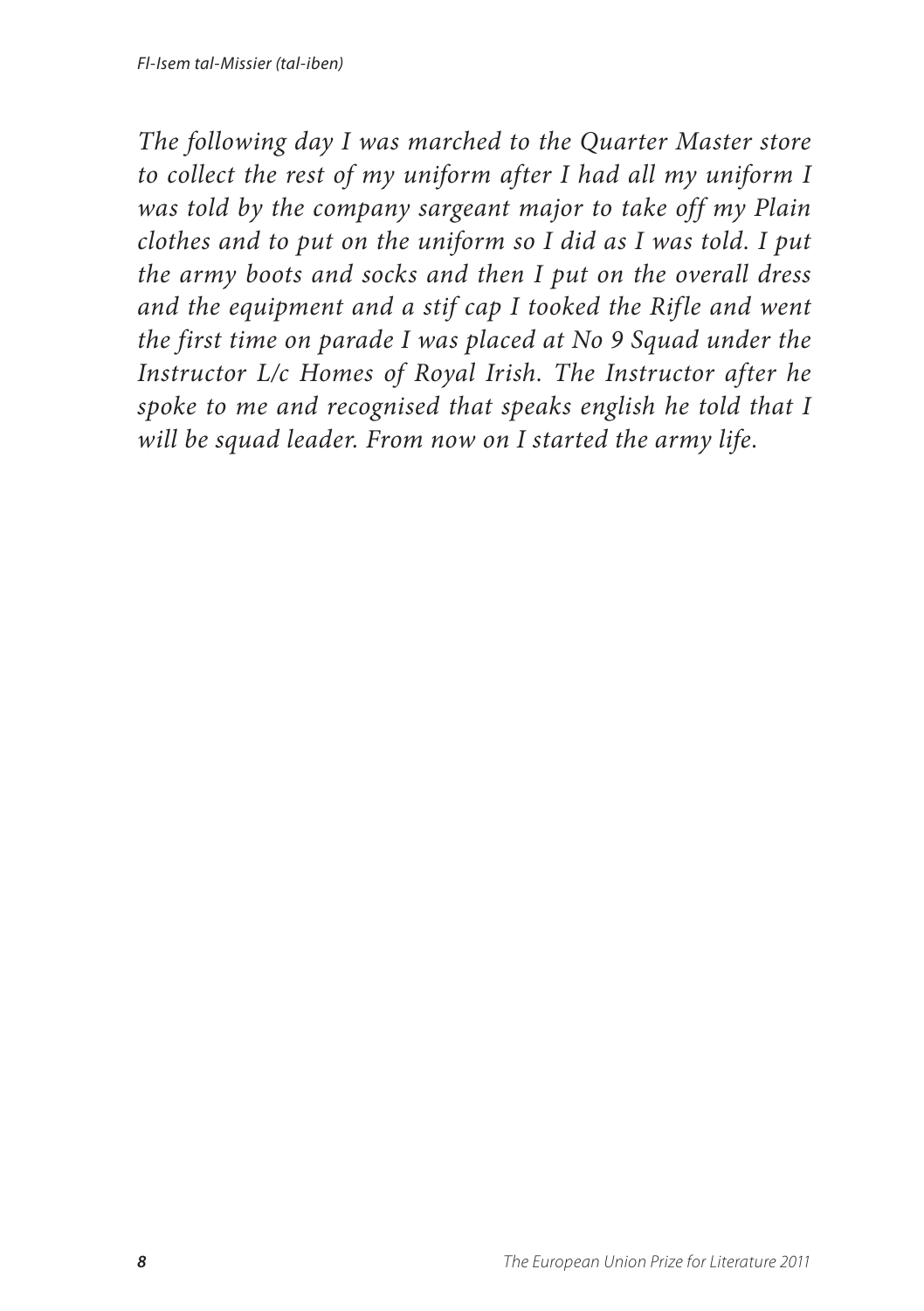*The following day I was marched to the Quarter Master store to collect the rest of my uniform after I had all my uniform I was told by the company sargeant major to take off my Plain clothes and to put on the uniform so I did as I was told. I put the army boots and socks and then I put on the overall dress and the equipment and a stif cap I tooked the Rifle and went the first time on parade I was placed at No 9 Squad under the Instructor L/c Homes of Royal Irish. The Instructor after he spoke to me and recognised that speaks english he told that I will be squad leader. From now on I started the army life.*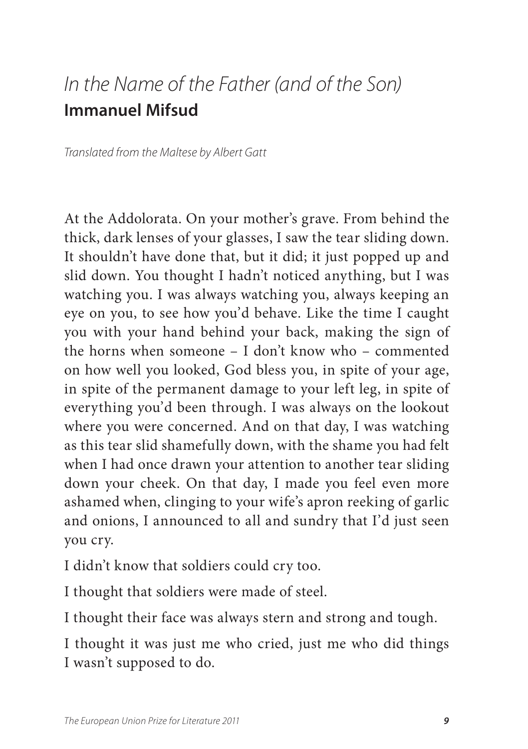# *In the Name of the Father (and of the Son)*
## **Immanuel Mifsud**

*Translated from the Maltese by Albert Gatt*

At the Addolorata. On your mother's grave. From behind the thick, dark lenses of your glasses, I saw the tear sliding down. It shouldn't have done that, but it did; it just popped up and slid down. You thought I hadn't noticed anything, but I was watching you. I was always watching you, always keeping an eye on you, to see how you'd behave. Like the time I caught you with your hand behind your back, making the sign of the horns when someone – I don't know who – commented on how well you looked, God bless you, in spite of your age, in spite of the permanent damage to your left leg, in spite of everything you'd been through. I was always on the lookout where you were concerned. And on that day, I was watching as this tear slid shamefully down, with the shame you had felt when I had once drawn your attention to another tear sliding down your cheek. On that day, I made you feel even more ashamed when, clinging to your wife's apron reeking of garlic and onions, I announced to all and sundry that I'd just seen you cry.

I didn't know that soldiers could cry too.

I thought that soldiers were made of steel.

I thought their face was always stern and strong and tough.

I thought it was just me who cried, just me who did things I wasn't supposed to do.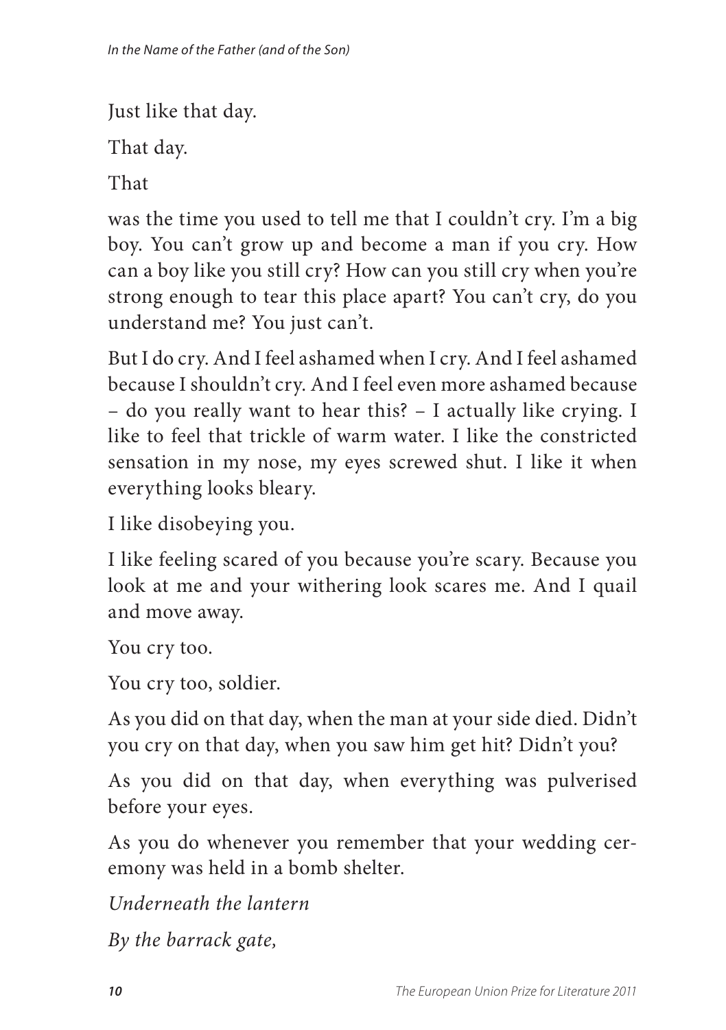Just like that day.

That day.

That

was the time you used to tell me that I couldn't cry. I'm a big boy. You can't grow up and become a man if you cry. How can a boy like you still cry? How can you still cry when you're strong enough to tear this place apart? You can't cry, do you understand me? You just can't.

But I do cry. And I feel ashamed when I cry. And I feel ashamed because I shouldn't cry. And I feel even more ashamed because – do you really want to hear this? – I actually like crying. I like to feel that trickle of warm water. I like the constricted sensation in my nose, my eyes screwed shut. I like it when everything looks bleary.

I like disobeying you.

I like feeling scared of you because you're scary. Because you look at me and your withering look scares me. And I quail and move away.

You cry too.

You cry too, soldier.

As you did on that day, when the man at your side died. Didn't you cry on that day, when you saw him get hit? Didn't you?

As you did on that day, when everything was pulverised before your eyes.

As you do whenever you remember that your wedding ceremony was held in a bomb shelter.

*Underneath the lantern*

*By the barrack gate,*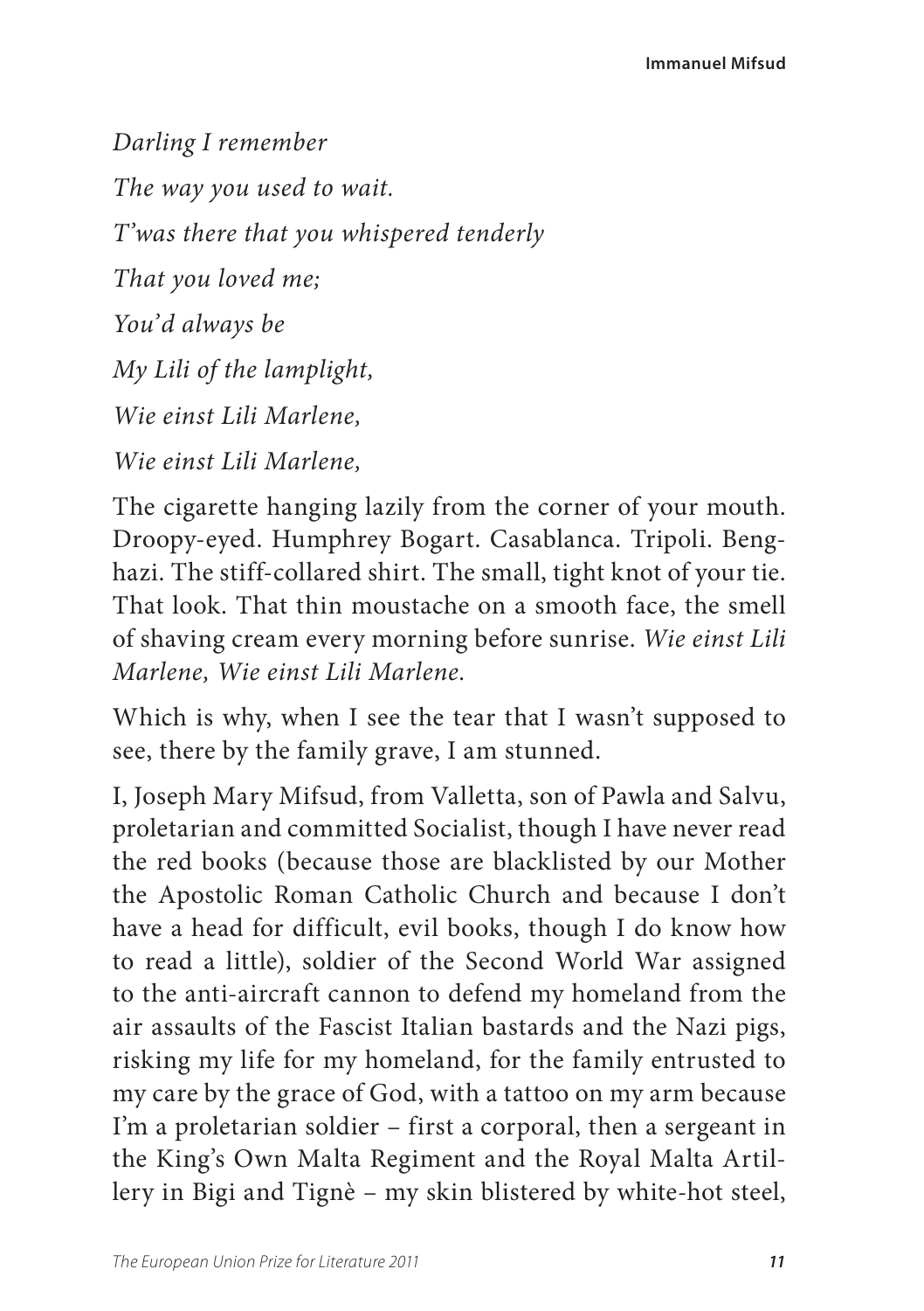*Darling I remember*

*The way you used to wait.*

*T'was there that you whispered tenderly*

*That you loved me;*

*You'd always be*

*My Lili of the lamplight,*

*Wie einst Lili Marlene,*

*Wie einst Lili Marlene,*

The cigarette hanging lazily from the corner of your mouth. Droopy-eyed. Humphrey Bogart. Casablanca. Tripoli. Benghazi. The stiff-collared shirt. The small, tight knot of your tie. That look. That thin moustache on a smooth face, the smell of shaving cream every morning before sunrise. *Wie einst Lili Marlene, Wie einst Lili Marlene.*

Which is why, when I see the tear that I wasn't supposed to see, there by the family grave, I am stunned.

I, Joseph Mary Mifsud, from Valletta, son of Pawla and Salvu, proletarian and committed Socialist, though I have never read the red books (because those are blacklisted by our Mother the Apostolic Roman Catholic Church and because I don't have a head for difficult, evil books, though I do know how to read a little), soldier of the Second World War assigned to the anti-aircraft cannon to defend my homeland from the air assaults of the Fascist Italian bastards and the Nazi pigs, risking my life for my homeland, for the family entrusted to my care by the grace of God, with a tattoo on my arm because I'm a proletarian soldier – first a corporal, then a sergeant in the King's Own Malta Regiment and the Royal Malta Artillery in Bigi and Tignè – my skin blistered by white-hot steel,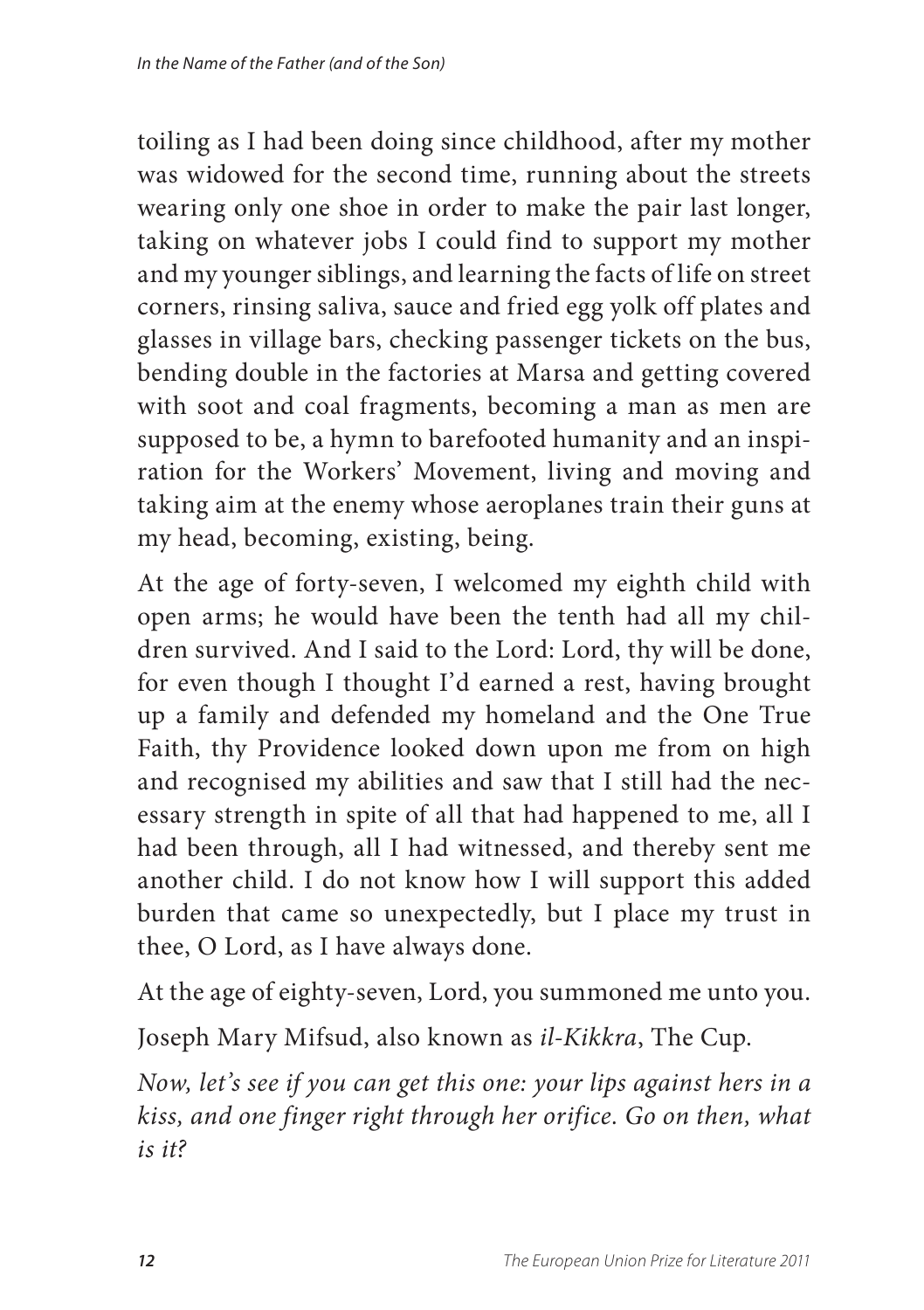toiling as I had been doing since childhood, after my mother was widowed for the second time, running about the streets wearing only one shoe in order to make the pair last longer, taking on whatever jobs I could find to support my mother and my younger siblings, and learning the facts of life on street corners, rinsing saliva, sauce and fried egg yolk off plates and glasses in village bars, checking passenger tickets on the bus, bending double in the factories at Marsa and getting covered with soot and coal fragments, becoming a man as men are supposed to be, a hymn to barefooted humanity and an inspiration for the Workers' Movement, living and moving and taking aim at the enemy whose aeroplanes train their guns at my head, becoming, existing, being.

At the age of forty-seven, I welcomed my eighth child with open arms; he would have been the tenth had all my children survived. And I said to the Lord: Lord, thy will be done, for even though I thought I'd earned a rest, having brought up a family and defended my homeland and the One True Faith, thy Providence looked down upon me from on high and recognised my abilities and saw that I still had the necessary strength in spite of all that had happened to me, all I had been through, all I had witnessed, and thereby sent me another child. I do not know how I will support this added burden that came so unexpectedly, but I place my trust in thee, O Lord, as I have always done.

At the age of eighty-seven, Lord, you summoned me unto you.

Joseph Mary Mifsud, also known as *il-Kikkra*, The Cup.

*Now, let's see if you can get this one: your lips against hers in a kiss, and one finger right through her orifice. Go on then, what is it?*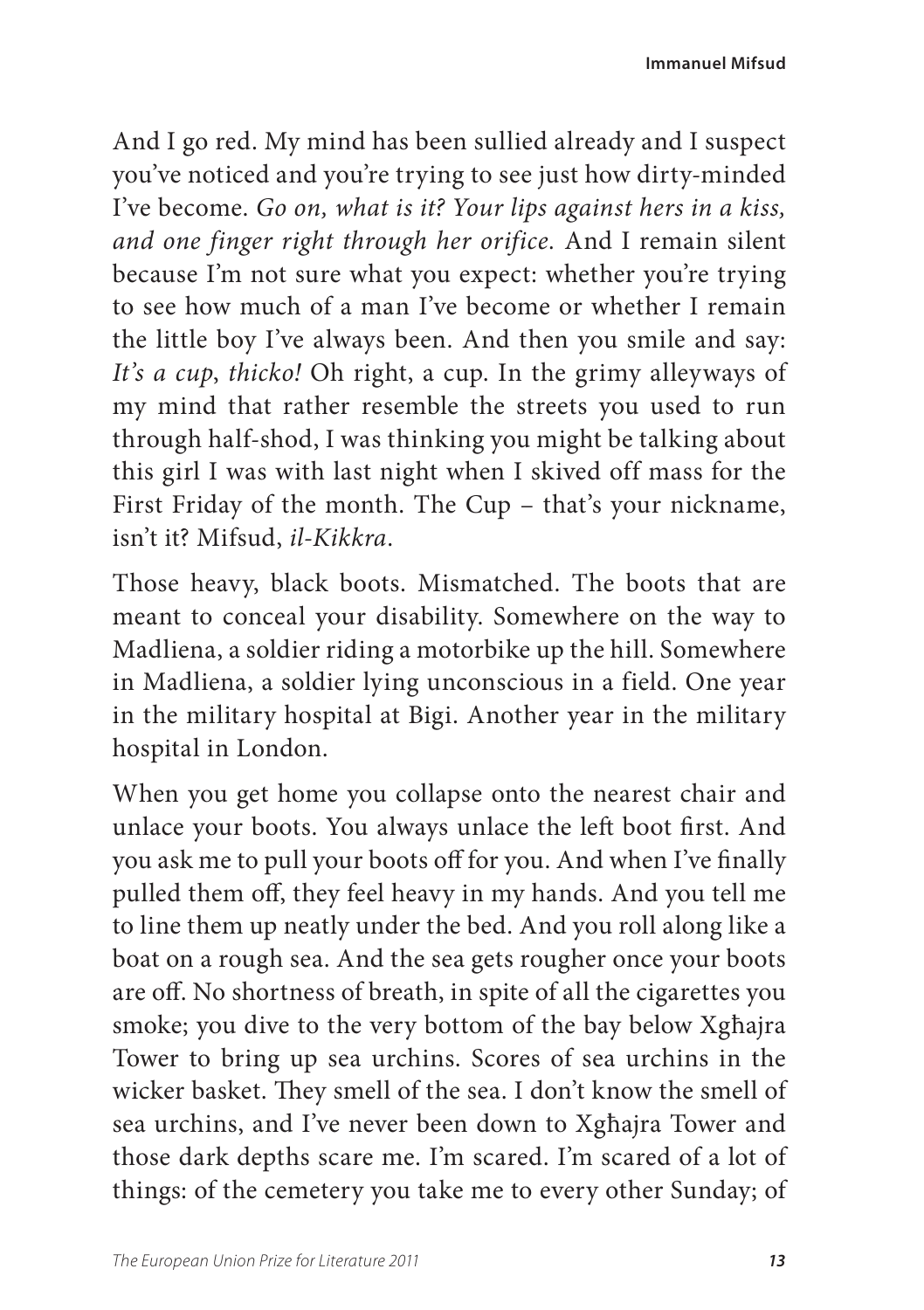And I go red. My mind has been sullied already and I suspect you've noticed and you're trying to see just how dirty-minded I've become. *Go on, what is it? Your lips against hers in a kiss, and one finger right through her orifice.* And I remain silent because I'm not sure what you expect: whether you're trying to see how much of a man I've become or whether I remain the little boy I've always been. And then you smile and say: *It's a cup, thicko!* Oh right, a cup. In the grimy alleyways of my mind that rather resemble the streets you used to run through half-shod, I was thinking you might be talking about this girl I was with last night when I skived off mass for the First Friday of the month. The Cup – that's your nickname, isn't it? Mifsud, *il-Kikkra*.

Those heavy, black boots. Mismatched. The boots that are meant to conceal your disability. Somewhere on the way to Madliena, a soldier riding a motorbike up the hill. Somewhere in Madliena, a soldier lying unconscious in a field. One year in the military hospital at Bigi. Another year in the military hospital in London.

When you get home you collapse onto the nearest chair and unlace your boots. You always unlace the left boot first. And you ask me to pull your boots off for you. And when I've finally pulled them off, they feel heavy in my hands. And you tell me to line them up neatly under the bed. And you roll along like a boat on a rough sea. And the sea gets rougher once your boots are off. No shortness of breath, in spite of all the cigarettes you smoke; you dive to the very bottom of the bay below Xgħajra Tower to bring up sea urchins. Scores of sea urchins in the wicker basket. They smell of the sea. I don't know the smell of sea urchins, and I've never been down to Xgħajra Tower and those dark depths scare me. I'm scared. I'm scared of a lot of things: of the cemetery you take me to every other Sunday; of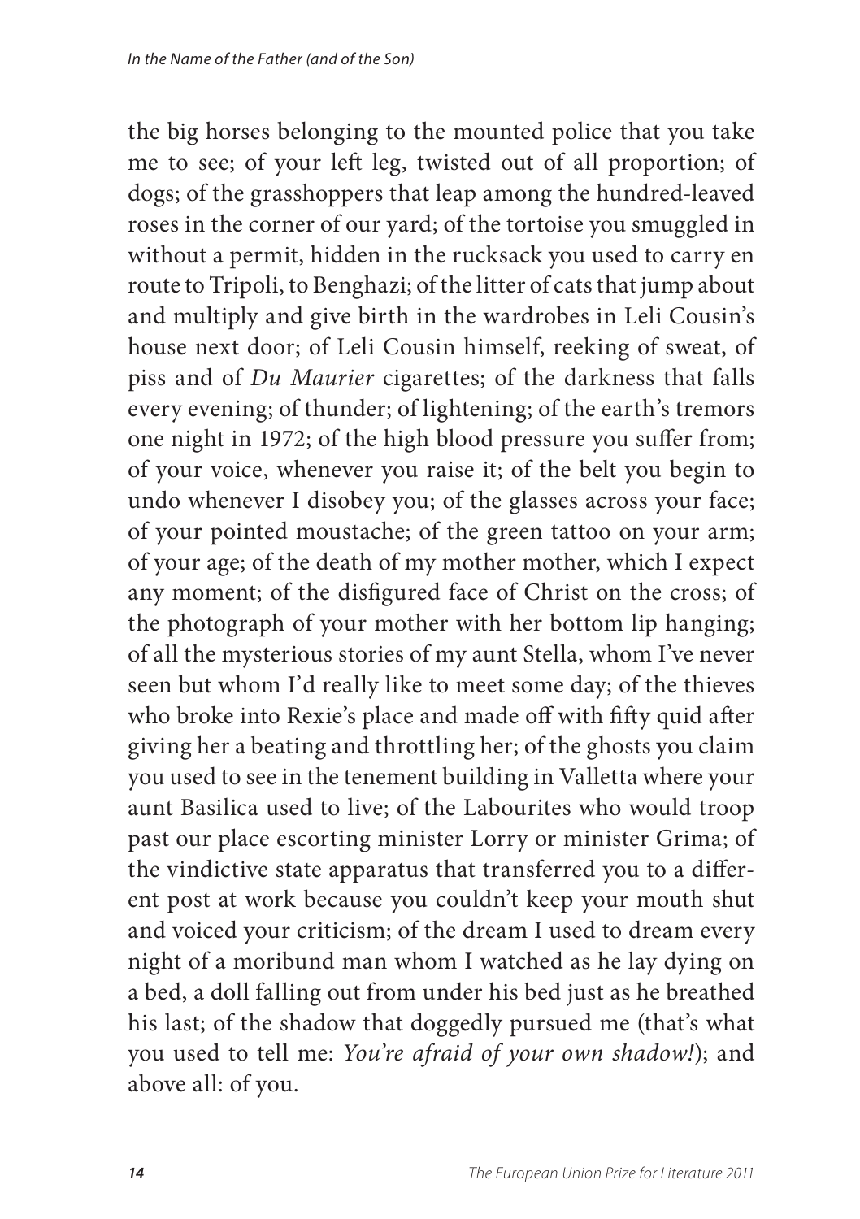the big horses belonging to the mounted police that you take me to see; of your left leg, twisted out of all proportion; of dogs; of the grasshoppers that leap among the hundred-leaved roses in the corner of our yard; of the tortoise you smuggled in without a permit, hidden in the rucksack you used to carry en route to Tripoli, to Benghazi; of the litter of cats that jump about and multiply and give birth in the wardrobes in Leli Cousin's house next door; of Leli Cousin himself, reeking of sweat, of piss and of *Du Maurier* cigarettes; of the darkness that falls every evening; of thunder; of lightening; of the earth's tremors one night in 1972; of the high blood pressure you suffer from; of your voice, whenever you raise it; of the belt you begin to undo whenever I disobey you; of the glasses across your face; of your pointed moustache; of the green tattoo on your arm; of your age; of the death of my mother mother, which I expect any moment; of the disfigured face of Christ on the cross; of the photograph of your mother with her bottom lip hanging; of all the mysterious stories of my aunt Stella, whom I've never seen but whom I'd really like to meet some day; of the thieves who broke into Rexie's place and made off with fifty quid after giving her a beating and throttling her; of the ghosts you claim you used to see in the tenement building in Valletta where your aunt Basilica used to live; of the Labourites who would troop past our place escorting minister Lorry or minister Grima; of the vindictive state apparatus that transferred you to a different post at work because you couldn't keep your mouth shut and voiced your criticism; of the dream I used to dream every night of a moribund man whom I watched as he lay dying on a bed, a doll falling out from under his bed just as he breathed his last; of the shadow that doggedly pursued me (that's what you used to tell me: *You're afraid of your own shadow!*); and above all: of you.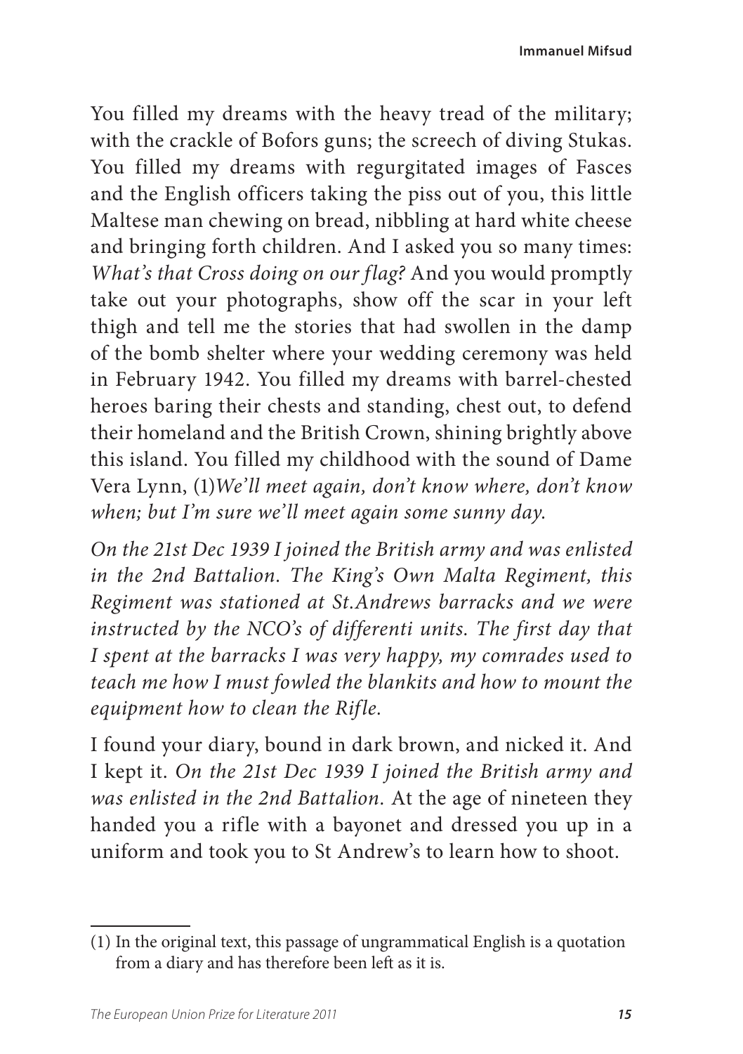You filled my dreams with the heavy tread of the military; with the crackle of Bofors guns; the screech of diving Stukas. You filled my dreams with regurgitated images of Fasces and the English officers taking the piss out of you, this little Maltese man chewing on bread, nibbling at hard white cheese and bringing forth children. And I asked you so many times: *What's that Cross doing on our flag?* And you would promptly take out your photographs, show off the scar in your left thigh and tell me the stories that had swollen in the damp of the bomb shelter where your wedding ceremony was held in February 1942. You filled my dreams with barrel-chested heroes baring their chests and standing, chest out, to defend their homeland and the British Crown, shining brightly above this island. You filled my childhood with the sound of Dame Vera Lynn, (1)*We'll meet again, don't know where, don't know when; but I'm sure we'll meet again some sunny day.*

*On the 21st Dec 1939 I joined the British army and was enlisted in the 2nd Battalion. The King's Own Malta Regiment, this Regiment was stationed at St.Andrews barracks and we were instructed by the NCO's of differenti units. The first day that I spent at the barracks I was very happy, my comrades used to teach me how I must fowled the blankits and how to mount the equipment how to clean the Rifle.*

I found your diary, bound in dark brown, and nicked it. And I kept it. *On the 21st Dec 1939 I joined the British army and was enlisted in the 2nd Battalion.* At the age of nineteen they handed you a rifle with a bayonet and dressed you up in a uniform and took you to St Andrew's to learn how to shoot.

---

(1) In the original text, this passage of ungrammatical English is a quotation from a diary and has therefore been left as it is.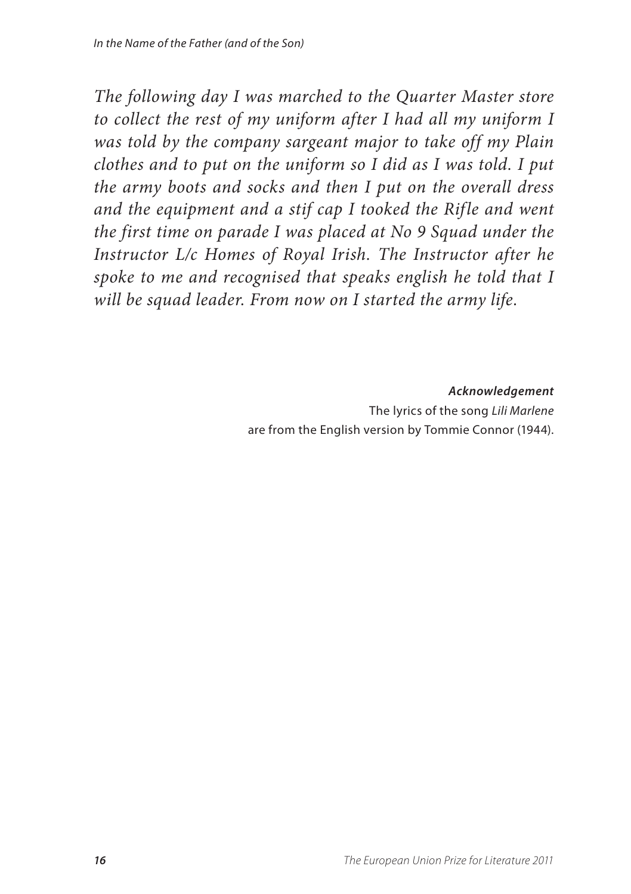*The following day I was marched to the Quarter Master store to collect the rest of my uniform after I had all my uniform I was told by the company sargeant major to take off my Plain clothes and to put on the uniform so I did as I was told. I put the army boots and socks and then I put on the overall dress and the equipment and a stif cap I tooked the Rifle and went the first time on parade I was placed at No 9 Squad under the Instructor L/c Homes of Royal Irish. The Instructor after he spoke to me and recognised that speaks english he told that I will be squad leader. From now on I started the army life.*

***Acknowledgement***
The lyrics of the song *Lili Marlene* are from the English version by Tommie Connor (1944).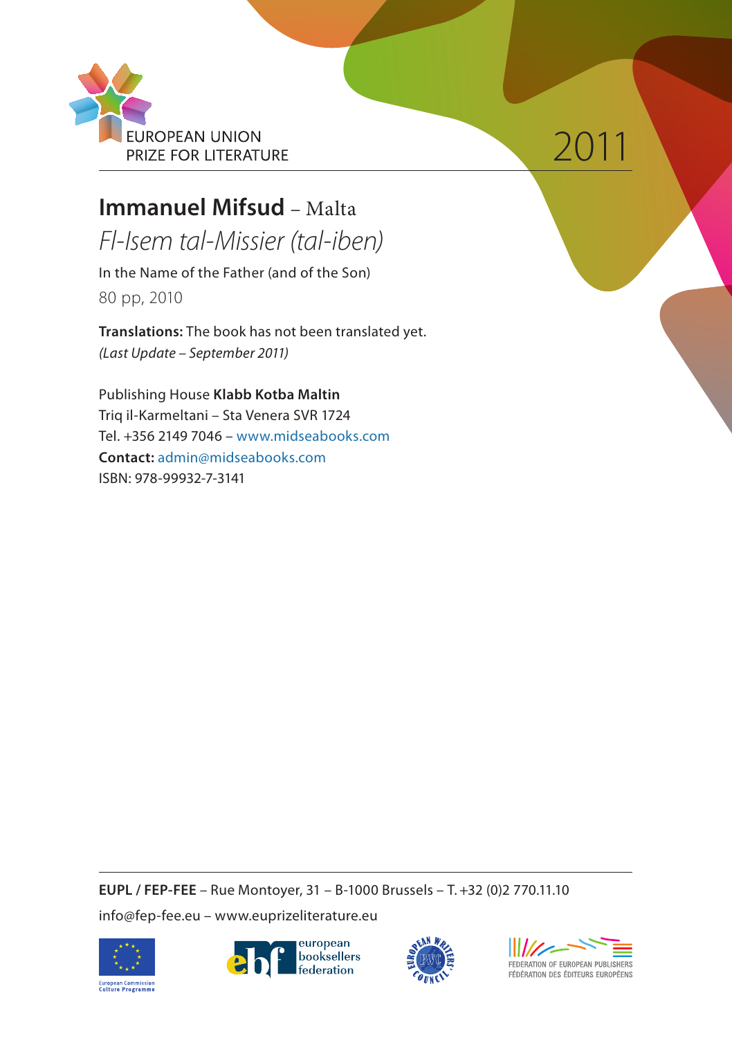EUROPEAN UNION
PRIZE FOR LITERATURE

2011

## **Immanuel Mifsud** – Malta

*Fl-Isem tal-Missier (tal-iben)*

In the Name of the Father (and of the Son)

80 pp, 2010

**Translations:** The book has not been translated yet.
*(Last Update – September 2011)*

Publishing House **Klabb Kotba Maltin**
Triq il-Karmeltani – Sta Venera SVR 1724
Tel. +356 2149 7046 – www.midseabooks.com
**Contact:** admin@midseabooks.com
ISBN: 978-99932-7-3141

**EUPL / FEP-FEE** – Rue Montoyer, 31 – B-1000 Brussels – T. +32 (0)2 770.11.10

info@fep-fee.eu – www.euprizeliterature.eu

European Commission Culture Programme

european booksellers federation

European Writers' Council

FEDERATION OF EUROPEAN PUBLISHERS
FÉDÉRATION DES ÉDITEURS EUROPÉENS